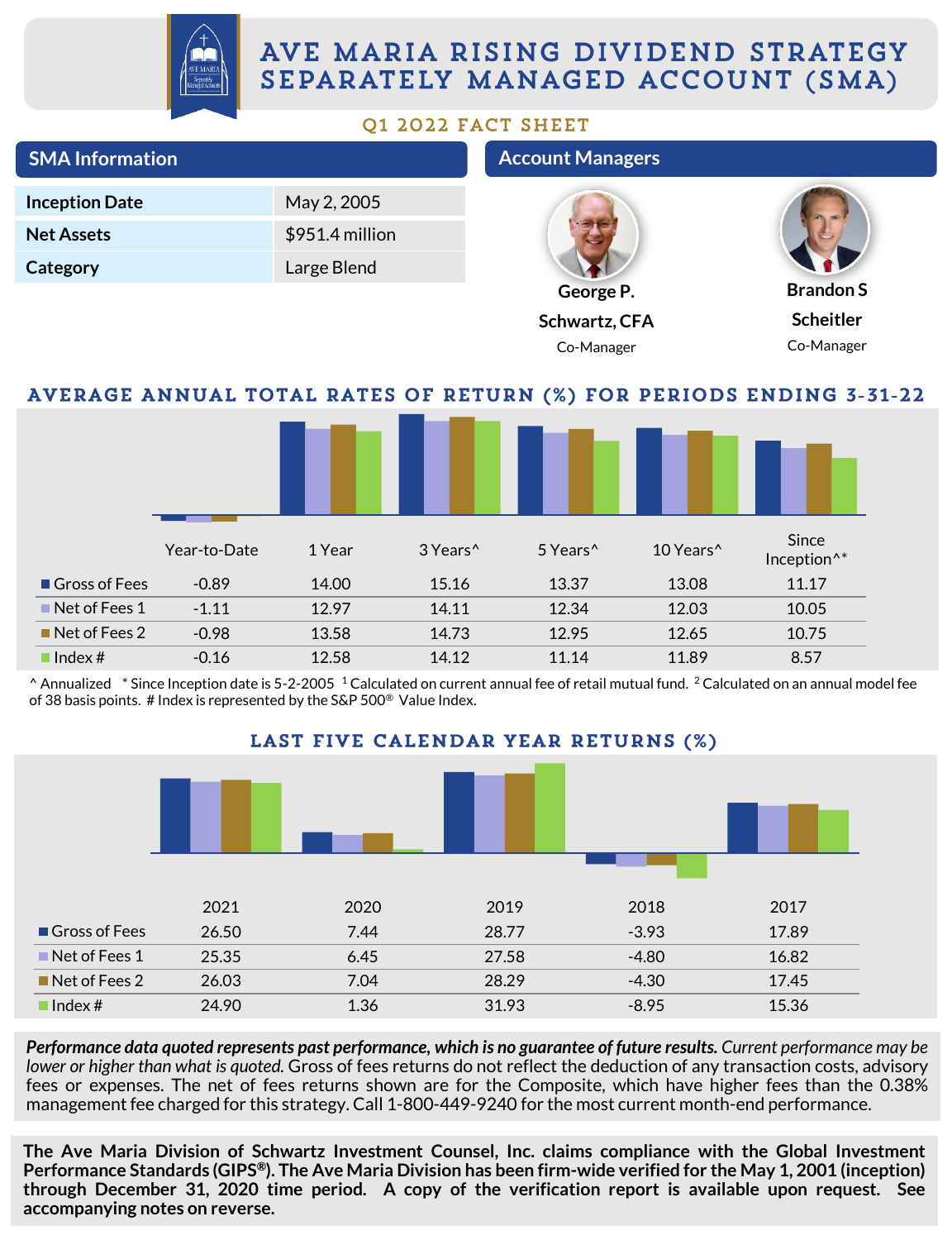# AVE MARIA RISING DIVIDEND STRATEGY SEPARATELY MANAGED ACCOUNT (SMA)

## Q1 2022 FACT SHEET

## SMA Information

| | |
|---|---|
| **Inception Date** | May 2, 2005 |
| **Net Assets** | $951.4 million |
| **Category** | Large Blend |

## Account Managers

**George P. Schwartz, CFA**
Co-Manager

**Brandon S Scheitler**
Co-Manager

## AVERAGE ANNUAL TOTAL RATES OF RETURN (%) FOR PERIODS ENDING 3-31-22

| | Year-to-Date | 1 Year | 3 Years^ | 5 Years^ | 10 Years^ | Since Inception^* |
|---|---|---|---|---|---|---|
| Gross of Fees | -0.89 | 14.00 | 15.16 | 13.37 | 13.08 | 11.17 |
| Net of Fees 1 | -1.11 | 12.97 | 14.11 | 12.34 | 12.03 | 10.05 |
| Net of Fees 2 | -0.98 | 13.58 | 14.73 | 12.95 | 12.65 | 10.75 |
| Index # | -0.16 | 12.58 | 14.12 | 11.14 | 11.89 | 8.57 |

^ Annualized * Since Inception date is 5-2-2005 [1] Calculated on current annual fee of retail mutual fund. [2] Calculated on an annual model fee of 38 basis points. # Index is represented by the S&P 500® Value Index.

## LAST FIVE CALENDAR YEAR RETURNS (%)

| | 2021 | 2020 | 2019 | 2018 | 2017 |
|---|---|---|---|---|---|
| Gross of Fees | 26.50 | 7.44 | 28.77 | -3.93 | 17.89 |
| Net of Fees 1 | 25.35 | 6.45 | 27.58 | -4.80 | 16.82 |
| Net of Fees 2 | 26.03 | 7.04 | 28.29 | -4.30 | 17.45 |
| Index # | 24.90 | 1.36 | 31.93 | -8.95 | 15.36 |

***Performance data quoted represents past performance, which is no guarantee of future results.*** *Current performance may be lower or higher than what is quoted.* Gross of fees returns do not reflect the deduction of any transaction costs, advisory fees or expenses. The net of fees returns shown are for the Composite, which have higher fees than the 0.38% management fee charged for this strategy. Call 1-800-449-9240 for the most current month-end performance.

**The Ave Maria Division of Schwartz Investment Counsel, Inc. claims compliance with the Global Investment Performance Standards (GIPS®). The Ave Maria Division has been firm-wide verified for the May 1, 2001 (inception) through December 31, 2020 time period. A copy of the verification report is available upon request. See accompanying notes on reverse.**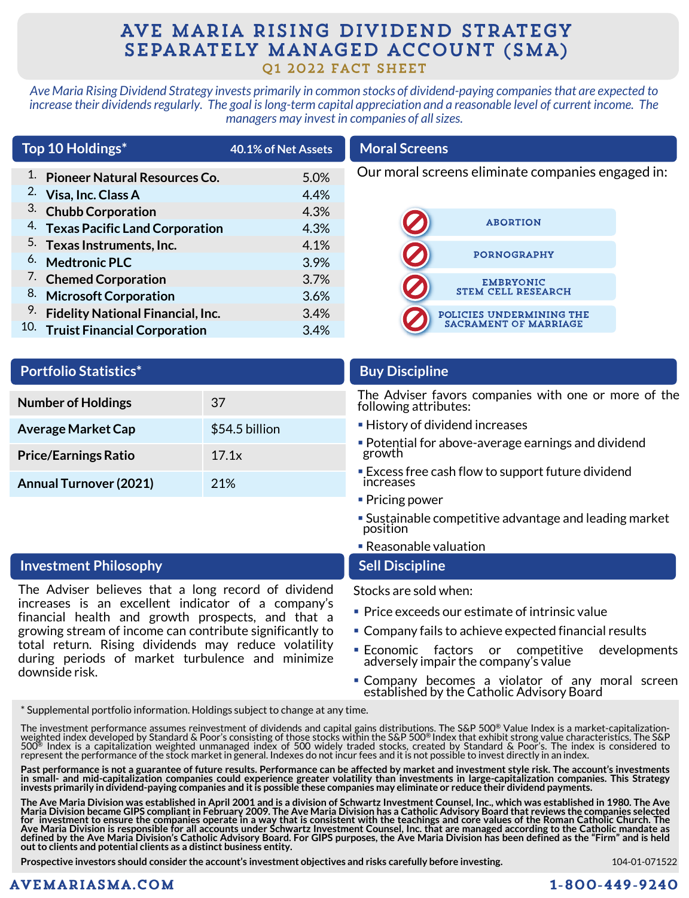# AVE MARIA RISING DIVIDEND STRATEGY SEPARATELY MANAGED ACCOUNT (SMA)

## Q1 2022 FACT SHEET

*Ave Maria Rising Dividend Strategy invests primarily in common stocks of dividend-paying companies that are expected to increase their dividends regularly. The goal is long-term capital appreciation and a reasonable level of current income. The managers may invest in companies of all sizes.*

## Top 10 Holdings*

40.1% of Net Assets

| | Holding | % |
|---|---|---|
| 1. | **Pioneer Natural Resources Co.** | 5.0% |
| 2. | **Visa, Inc. Class A** | 4.4% |
| 3. | **Chubb Corporation** | 4.3% |
| 4. | **Texas Pacific Land Corporation** | 4.3% |
| 5. | **Texas Instruments, Inc.** | 4.1% |
| 6. | **Medtronic PLC** | 3.9% |
| 7. | **Chemed Corporation** | 3.7% |
| 8. | **Microsoft Corporation** | 3.6% |
| 9. | **Fidelity National Financial, Inc.** | 3.4% |
| 10. | **Truist Financial Corporation** | 3.4% |

## Moral Screens

Our moral screens eliminate companies engaged in:

- ABORTION
- PORNOGRAPHY
- EMBRYONIC STEM CELL RESEARCH
- POLICIES UNDERMINING THE SACRAMENT OF MARRIAGE

## Portfolio Statistics*

| Statistic | Value |
|---|---|
| **Number of Holdings** | 37 |
| **Average Market Cap** | $54.5 billion |
| **Price/Earnings Ratio** | 17.1x |
| **Annual Turnover (2021)** | 21% |

## Buy Discipline

The Adviser favors companies with one or more of the following attributes:

- History of dividend increases
- Potential for above-average earnings and dividend growth
- Excess free cash flow to support future dividend increases
- Pricing power
- Sustainable competitive advantage and leading market position
- Reasonable valuation

## Investment Philosophy

The Adviser believes that a long record of dividend increases is an excellent indicator of a company's financial health and growth prospects, and that a growing stream of income can contribute significantly to total return. Rising dividends may reduce volatility during periods of market turbulence and minimize downside risk.

## Sell Discipline

Stocks are sold when:

- Price exceeds our estimate of intrinsic value
- Company fails to achieve expected financial results
- Economic factors or competitive developments adversely impair the company's value
- Company becomes a violator of any moral screen established by the Catholic Advisory Board

\* Supplemental portfolio information. Holdings subject to change at any time.

The investment performance assumes reinvestment of dividends and capital gains distributions. The S&P 500® Value Index is a market-capitalization-weighted index developed by Standard & Poor's consisting of those stocks within the S&P 500® Index that exhibit strong value characteristics. The S&P 500® Index is a capitalization weighted unmanaged index of 500 widely traded stocks, created by Standard & Poor's. The index is considered to represent the performance of the stock market in general. Indexes do not incur fees and it is not possible to invest directly in an index.

**Past performance is not a guarantee of future results. Performance can be affected by market and investment style risk. The account's investments in small- and mid-capitalization companies could experience greater volatility than investments in large-capitalization companies. This Strategy invests primarily in dividend-paying companies and it is possible these companies may eliminate or reduce their dividend payments.**

**The Ave Maria Division was established in April 2001 and is a division of Schwartz Investment Counsel, Inc., which was established in 1980. The Ave Maria Division became GIPS compliant in February 2009. The Ave Maria Division has a Catholic Advisory Board that reviews the companies selected for investment to ensure the companies operate in a way that is consistent with the teachings and core values of the Roman Catholic Church. The Ave Maria Division is responsible for all accounts under Schwartz Investment Counsel, Inc. that are managed according to the Catholic mandate as defined by the Ave Maria Division's Catholic Advisory Board. For GIPS purposes, the Ave Maria Division has been defined as the "Firm" and is held out to clients and potential clients as a distinct business entity.**

**Prospective investors should consider the account's investment objectives and risks carefully before investing.**

104-01-071522

AVEMARIASMA.COM

1-800-449-9240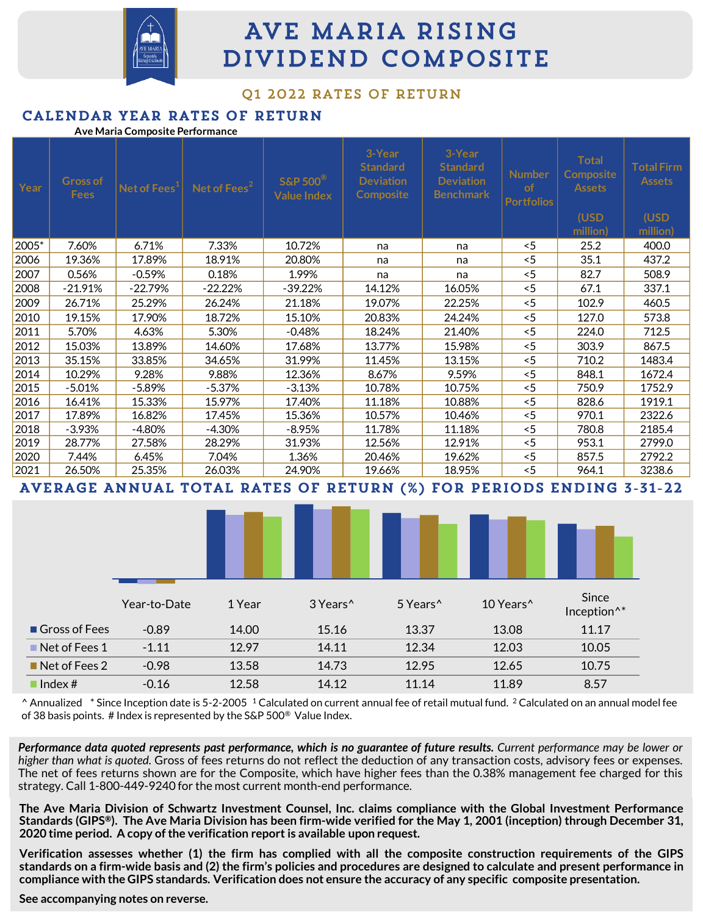# AVE MARIA RISING DIVIDEND COMPOSITE

## Q1 2022 RATES OF RETURN

## CALENDAR YEAR RATES OF RETURN

Ave Maria Composite Performance

| Year | Gross of Fees | Net of Fees[1] | Net of Fees[2] | S&P 500® Value Index | 3-Year Standard Deviation Composite | 3-Year Standard Deviation Benchmark | Number of Portfolios | Total Composite Assets (USD million) | Total Firm Assets (USD million) |
|---|---|---|---|---|---|---|---|---|---|
| 2005* | 7.60% | 6.71% | 7.33% | 10.72% | na | na | <5 | 25.2 | 400.0 |
| 2006 | 19.36% | 17.89% | 18.91% | 20.80% | na | na | <5 | 35.1 | 437.2 |
| 2007 | 0.56% | -0.59% | 0.18% | 1.99% | na | na | <5 | 82.7 | 508.9 |
| 2008 | -21.91% | -22.79% | -22.22% | -39.22% | 14.12% | 16.05% | <5 | 67.1 | 337.1 |
| 2009 | 26.71% | 25.29% | 26.24% | 21.18% | 19.07% | 22.25% | <5 | 102.9 | 460.5 |
| 2010 | 19.15% | 17.90% | 18.72% | 15.10% | 20.83% | 24.24% | <5 | 127.0 | 573.8 |
| 2011 | 5.70% | 4.63% | 5.30% | -0.48% | 18.24% | 21.40% | <5 | 224.0 | 712.5 |
| 2012 | 15.03% | 13.89% | 14.60% | 17.68% | 13.77% | 15.98% | <5 | 303.9 | 867.5 |
| 2013 | 35.15% | 33.85% | 34.65% | 31.99% | 11.45% | 13.15% | <5 | 710.2 | 1483.4 |
| 2014 | 10.29% | 9.28% | 9.88% | 12.36% | 8.67% | 9.59% | <5 | 848.1 | 1672.4 |
| 2015 | -5.01% | -5.89% | -5.37% | -3.13% | 10.78% | 10.75% | <5 | 750.9 | 1752.9 |
| 2016 | 16.41% | 15.33% | 15.97% | 17.40% | 11.18% | 10.88% | <5 | 828.6 | 1919.1 |
| 2017 | 17.89% | 16.82% | 17.45% | 15.36% | 10.57% | 10.46% | <5 | 970.1 | 2322.6 |
| 2018 | -3.93% | -4.80% | -4.30% | -8.95% | 11.78% | 11.18% | <5 | 780.8 | 2185.4 |
| 2019 | 28.77% | 27.58% | 28.29% | 31.93% | 12.56% | 12.91% | <5 | 953.1 | 2799.0 |
| 2020 | 7.44% | 6.45% | 7.04% | 1.36% | 20.46% | 19.62% | <5 | 857.5 | 2792.2 |
| 2021 | 26.50% | 25.35% | 26.03% | 24.90% | 19.66% | 18.95% | <5 | 964.1 | 3238.6 |

## AVERAGE ANNUAL TOTAL RATES OF RETURN (%) FOR PERIODS ENDING 3-31-22

| | Year-to-Date | 1 Year | 3 Years^ | 5 Years^ | 10 Years^ | Since Inception^* |
|---|---|---|---|---|---|---|
| Gross of Fees | -0.89 | 14.00 | 15.16 | 13.37 | 13.08 | 11.17 |
| Net of Fees 1 | -1.11 | 12.97 | 14.11 | 12.34 | 12.03 | 10.05 |
| Net of Fees 2 | -0.98 | 13.58 | 14.73 | 12.95 | 12.65 | 10.75 |
| Index # | -0.16 | 12.58 | 14.12 | 11.14 | 11.89 | 8.57 |

^ Annualized * Since Inception date is 5-2-2005 [1] Calculated on current annual fee of retail mutual fund. [2] Calculated on an annual model fee of 38 basis points. # Index is represented by the S&P 500® Value Index.

***Performance data quoted represents past performance, which is no guarantee of future results.*** *Current performance may be lower or higher than what is quoted.* Gross of fees returns do not reflect the deduction of any transaction costs, advisory fees or expenses. The net of fees returns shown are for the Composite, which have higher fees than the 0.38% management fee charged for this strategy. Call 1-800-449-9240 for the most current month-end performance.

**The Ave Maria Division of Schwartz Investment Counsel, Inc. claims compliance with the Global Investment Performance Standards (GIPS®). The Ave Maria Division has been firm-wide verified for the May 1, 2001 (inception) through December 31, 2020 time period. A copy of the verification report is available upon request.**

**Verification assesses whether (1) the firm has complied with all the composite construction requirements of the GIPS standards on a firm-wide basis and (2) the firm's policies and procedures are designed to calculate and present performance in compliance with the GIPS standards. Verification does not ensure the accuracy of any specific composite presentation.**

**See accompanying notes on reverse.**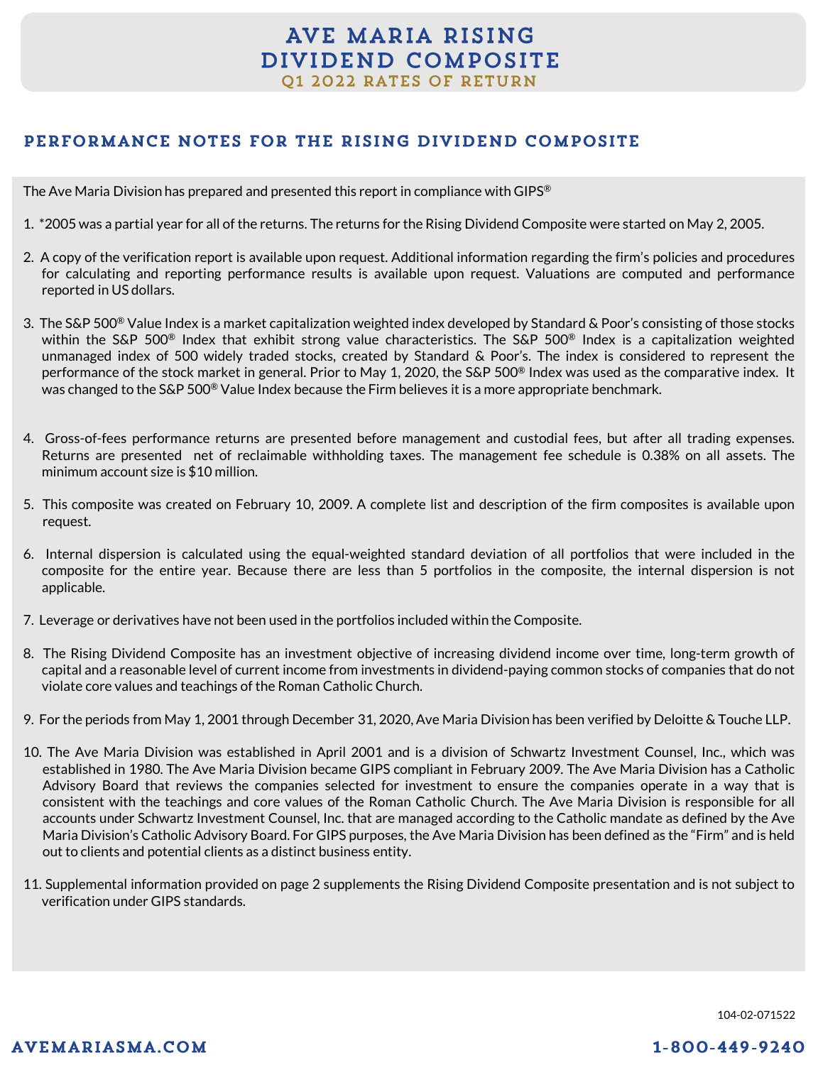# AVE MARIA RISING DIVIDEND COMPOSITE

## Q1 2022 RATES OF RETURN

## PERFORMANCE NOTES FOR THE RISING DIVIDEND COMPOSITE

The Ave Maria Division has prepared and presented this report in compliance with GIPS®

1. *2005 was a partial year for all of the returns. The returns for the Rising Dividend Composite were started on May 2, 2005.

2. A copy of the verification report is available upon request. Additional information regarding the firm's policies and procedures for calculating and reporting performance results is available upon request. Valuations are computed and performance reported in US dollars.

3. The S&P 500® Value Index is a market capitalization weighted index developed by Standard & Poor's consisting of those stocks within the S&P 500® Index that exhibit strong value characteristics. The S&P 500® Index is a capitalization weighted unmanaged index of 500 widely traded stocks, created by Standard & Poor's. The index is considered to represent the performance of the stock market in general. Prior to May 1, 2020, the S&P 500® Index was used as the comparative index. It was changed to the S&P 500® Value Index because the Firm believes it is a more appropriate benchmark.

4. Gross-of-fees performance returns are presented before management and custodial fees, but after all trading expenses. Returns are presented net of reclaimable withholding taxes. The management fee schedule is 0.38% on all assets. The minimum account size is $10 million.

5. This composite was created on February 10, 2009. A complete list and description of the firm composites is available upon request.

6. Internal dispersion is calculated using the equal-weighted standard deviation of all portfolios that were included in the composite for the entire year. Because there are less than 5 portfolios in the composite, the internal dispersion is not applicable.

7. Leverage or derivatives have not been used in the portfolios included within the Composite.

8. The Rising Dividend Composite has an investment objective of increasing dividend income over time, long-term growth of capital and a reasonable level of current income from investments in dividend-paying common stocks of companies that do not violate core values and teachings of the Roman Catholic Church.

9. For the periods from May 1, 2001 through December 31, 2020, Ave Maria Division has been verified by Deloitte & Touche LLP.

10. The Ave Maria Division was established in April 2001 and is a division of Schwartz Investment Counsel, Inc., which was established in 1980. The Ave Maria Division became GIPS compliant in February 2009. The Ave Maria Division has a Catholic Advisory Board that reviews the companies selected for investment to ensure the companies operate in a way that is consistent with the teachings and core values of the Roman Catholic Church. The Ave Maria Division is responsible for all accounts under Schwartz Investment Counsel, Inc. that are managed according to the Catholic mandate as defined by the Ave Maria Division's Catholic Advisory Board. For GIPS purposes, the Ave Maria Division has been defined as the "Firm" and is held out to clients and potential clients as a distinct business entity.

11. Supplemental information provided on page 2 supplements the Rising Dividend Composite presentation and is not subject to verification under GIPS standards.

104-02-071522

AVEMARIASMA.COM

1-800-449-9240